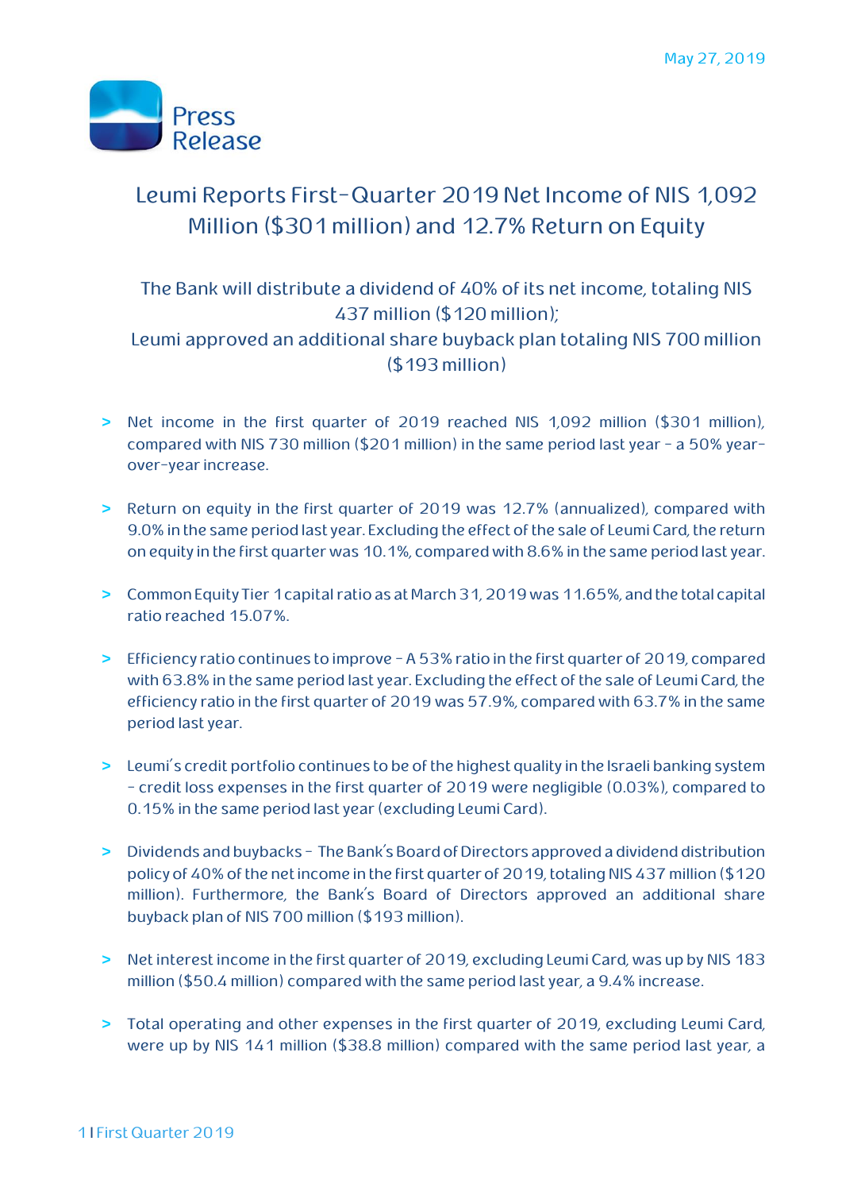May 27, 2019

Press Release

# Leumi Reports First-Quarter 2019 Net Income of NIS 1,092 Million ($301 million) and 12.7% Return on Equity

## The Bank will distribute a dividend of 40% of its net income, totaling NIS 437 million ($120 million); Leumi approved an additional share buyback plan totaling NIS 700 million ($193 million)

- Net income in the first quarter of 2019 reached NIS 1,092 million ($301 million), compared with NIS 730 million ($201 million) in the same period last year - a 50% year-over-year increase.

- Return on equity in the first quarter of 2019 was 12.7% (annualized), compared with 9.0% in the same period last year. Excluding the effect of the sale of Leumi Card, the return on equity in the first quarter was 10.1%, compared with 8.6% in the same period last year.

- Common Equity Tier 1 capital ratio as at March 31, 2019 was 11.65%, and the total capital ratio reached 15.07%.

- Efficiency ratio continues to improve - A 53% ratio in the first quarter of 2019, compared with 63.8% in the same period last year. Excluding the effect of the sale of Leumi Card, the efficiency ratio in the first quarter of 2019 was 57.9%, compared with 63.7% in the same period last year.

- Leumi's credit portfolio continues to be of the highest quality in the Israeli banking system - credit loss expenses in the first quarter of 2019 were negligible (0.03%), compared to 0.15% in the same period last year (excluding Leumi Card).

- Dividends and buybacks - The Bank's Board of Directors approved a dividend distribution policy of 40% of the net income in the first quarter of 2019, totaling NIS 437 million ($120 million). Furthermore, the Bank's Board of Directors approved an additional share buyback plan of NIS 700 million ($193 million).

- Net interest income in the first quarter of 2019, excluding Leumi Card, was up by NIS 183 million ($50.4 million) compared with the same period last year, a 9.4% increase.

- Total operating and other expenses in the first quarter of 2019, excluding Leumi Card, were up by NIS 141 million ($38.8 million) compared with the same period last year, a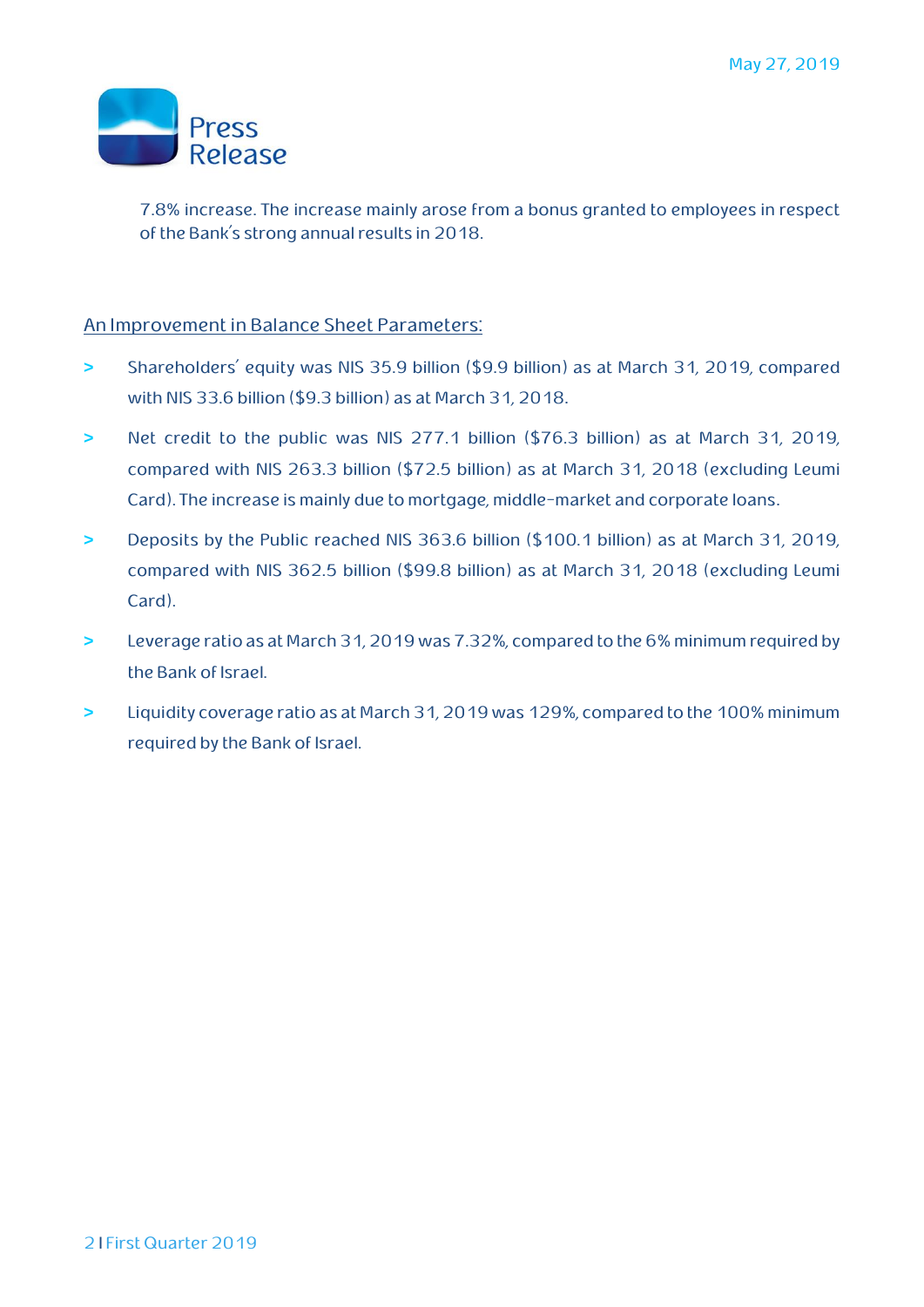7.8% increase. The increase mainly arose from a bonus granted to employees in respect of the Bank's strong annual results in 2018.

## An Improvement in Balance Sheet Parameters:

- Shareholders' equity was NIS 35.9 billion ($9.9 billion) as at March 31, 2019, compared with NIS 33.6 billion ($9.3 billion) as at March 31, 2018.
- Net credit to the public was NIS 277.1 billion ($76.3 billion) as at March 31, 2019, compared with NIS 263.3 billion ($72.5 billion) as at March 31, 2018 (excluding Leumi Card). The increase is mainly due to mortgage, middle-market and corporate loans.
- Deposits by the Public reached NIS 363.6 billion ($100.1 billion) as at March 31, 2019, compared with NIS 362.5 billion ($99.8 billion) as at March 31, 2018 (excluding Leumi Card).
- Leverage ratio as at March 31, 2019 was 7.32%, compared to the 6% minimum required by the Bank of Israel.
- Liquidity coverage ratio as at March 31, 2019 was 129%, compared to the 100% minimum required by the Bank of Israel.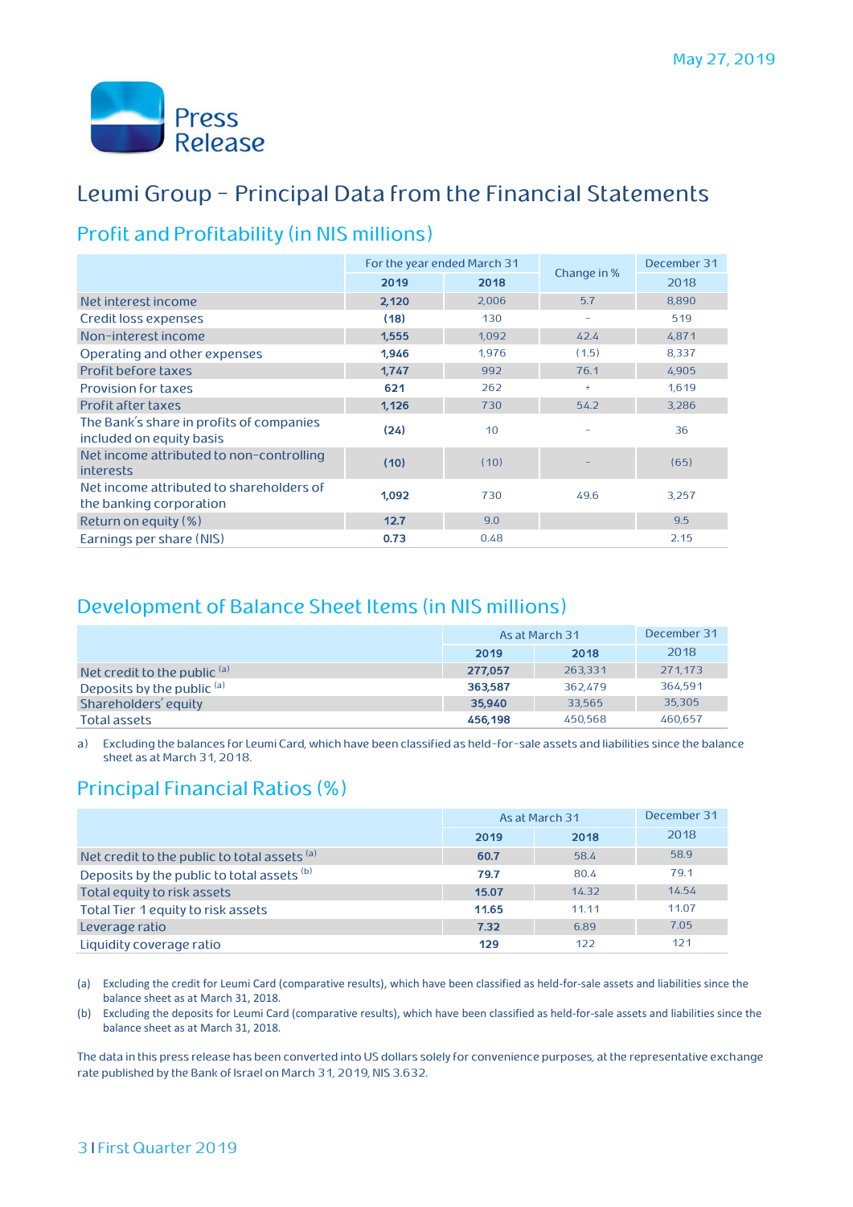May 27, 2019

Press Release

# Leumi Group - Principal Data from the Financial Statements

## Profit and Profitability (in NIS millions)

| | For the year ended March 31 | | Change in % | December 31 |
|---|---|---|---|---|
| | **2019** | **2018** | | 2018 |
| Net interest income | **2,120** | 2,006 | 5.7 | 8,890 |
| Credit loss expenses | **(18)** | 130 | - | 519 |
| Non-interest income | **1,555** | 1,092 | 42.4 | 4,871 |
| Operating and other expenses | **1,946** | 1,976 | (1.5) | 8,337 |
| Profit before taxes | **1,747** | 992 | 76.1 | 4,905 |
| Provision for taxes | **621** | 262 | + | 1,619 |
| Profit after taxes | **1,126** | 730 | 54.2 | 3,286 |
| The Bank's share in profits of companies included on equity basis | **(24)** | 10 | - | 36 |
| Net income attributed to non-controlling interests | **(10)** | (10) | - | (65) |
| Net income attributed to shareholders of the banking corporation | **1,092** | 730 | 49.6 | 3,257 |
| Return on equity (%) | **12.7** | 9.0 | | 9.5 |
| Earnings per share (NIS) | **0.73** | 0.48 | | 2.15 |

## Development of Balance Sheet Items (in NIS millions)

| | As at March 31 | | December 31 |
|---|---|---|---|
| | **2019** | **2018** | 2018 |
| Net credit to the public [a] | **277,057** | 263,331 | 271,173 |
| Deposits by the public [a] | **363,587** | 362,479 | 364,591 |
| Shareholders' equity | **35,940** | 33,565 | 35,305 |
| Total assets | **456,198** | 450,568 | 460,657 |

a) Excluding the balances for Leumi Card, which have been classified as held-for-sale assets and liabilities since the balance sheet as at March 31, 2018.

## Principal Financial Ratios (%)

| | As at March 31 | | December 31 |
|---|---|---|---|
| | **2019** | **2018** | 2018 |
| Net credit to the public to total assets [a] | **60.7** | 58.4 | 58.9 |
| Deposits by the public to total assets [b] | **79.7** | 80.4 | 79.1 |
| Total equity to risk assets | **15.07** | 14.32 | 14.54 |
| Total Tier 1 equity to risk assets | **11.65** | 11.11 | 11.07 |
| Leverage ratio | **7.32** | 6.89 | 7.05 |
| Liquidity coverage ratio | **129** | 122 | 121 |

(a) Excluding the credit for Leumi Card (comparative results), which have been classified as held-for-sale assets and liabilities since the balance sheet as at March 31, 2018.

(b) Excluding the deposits for Leumi Card (comparative results), which have been classified as held-for-sale assets and liabilities since the balance sheet as at March 31, 2018.

The data in this press release has been converted into US dollars solely for convenience purposes, at the representative exchange rate published by the Bank of Israel on March 31, 2019, NIS 3.632.